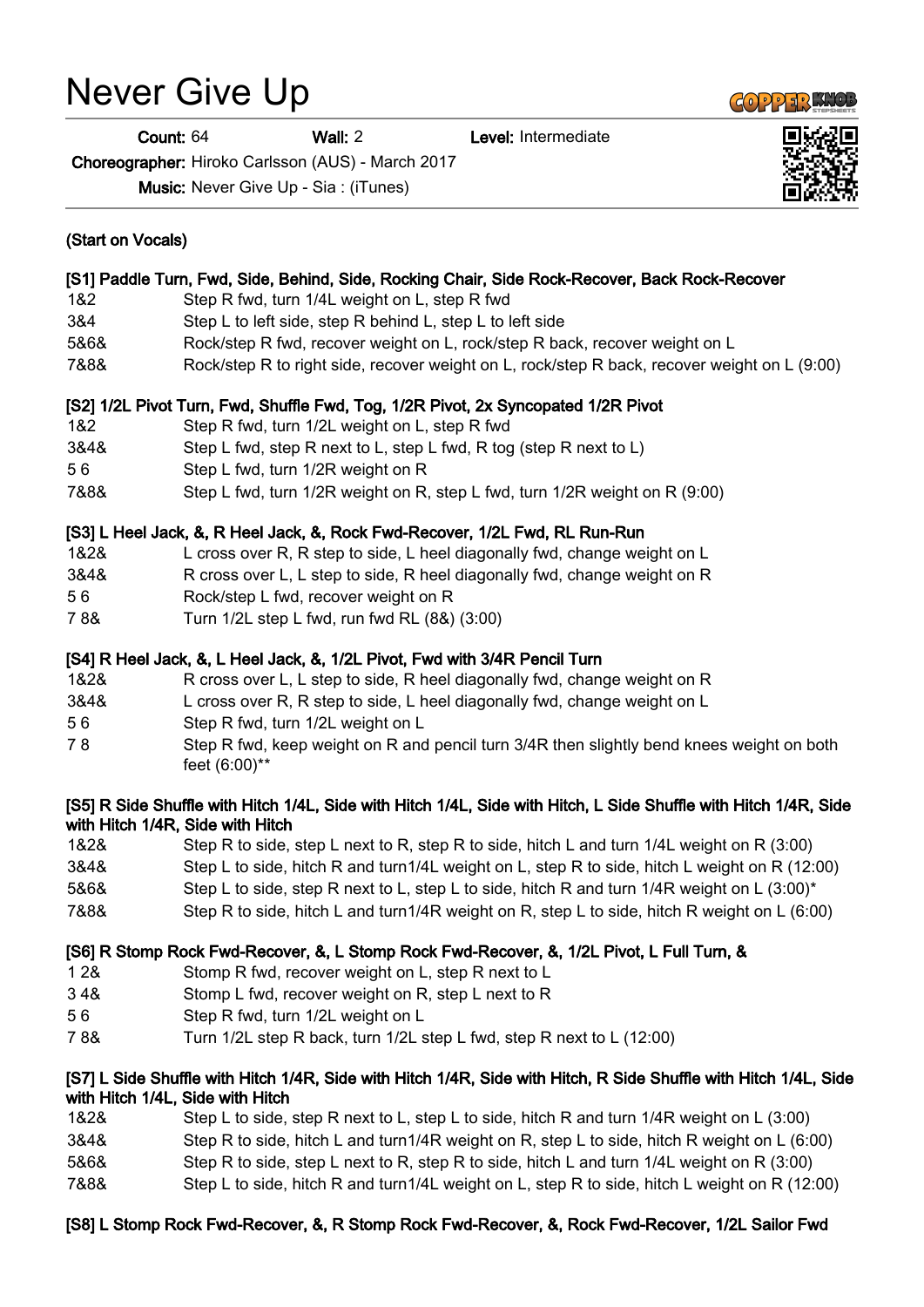# Never Give Up

**Count:** 64 **Wall:** 2 **Level:** Intermediate

**Choreographer:** Hiroko Carlsson (AUS) - March 2017

**Music:** Never Give Up - Sia : (iTunes)

**(Start on Vocals)**

**[S1] Paddle Turn, Fwd, Side, Behind, Side, Rocking Chair, Side Rock-Recover, Back Rock-Recover**

| | |
|---|---|
| 1&2 | Step R fwd, turn 1/4L weight on L, step R fwd |
| 3&4 | Step L to left side, step R behind L, step L to left side |
| 5&6& | Rock/step R fwd, recover weight on L, rock/step R back, recover weight on L |
| 7&8& | Rock/step R to right side, recover weight on L, rock/step R back, recover weight on L (9:00) |

**[S2] 1/2L Pivot Turn, Fwd, Shuffle Fwd, Tog, 1/2R Pivot, 2x Syncopated 1/2R Pivot**

| | |
|---|---|
| 1&2 | Step R fwd, turn 1/2L weight on L, step R fwd |
| 3&4& | Step L fwd, step R next to L, step L fwd, R tog (step R next to L) |
| 5 6 | Step L fwd, turn 1/2R weight on R |
| 7&8& | Step L fwd, turn 1/2R weight on R, step L fwd, turn 1/2R weight on R (9:00) |

**[S3] L Heel Jack, &, R Heel Jack, &, Rock Fwd-Recover, 1/2L Fwd, RL Run-Run**

| | |
|---|---|
| 1&2& | L cross over R, R step to side, L heel diagonally fwd, change weight on L |
| 3&4& | R cross over L, L step to side, R heel diagonally fwd, change weight on R |
| 5 6 | Rock/step L fwd, recover weight on R |
| 7 8& | Turn 1/2L step L fwd, run fwd RL (8&) (3:00) |

**[S4] R Heel Jack, &, L Heel Jack, &, 1/2L Pivot, Fwd with 3/4R Pencil Turn**

| | |
|---|---|
| 1&2& | R cross over L, L step to side, R heel diagonally fwd, change weight on R |
| 3&4& | L cross over R, R step to side, L heel diagonally fwd, change weight on L |
| 5 6 | Step R fwd, turn 1/2L weight on L |
| 7 8 | Step R fwd, keep weight on R and pencil turn 3/4R then slightly bend knees weight on both feet (6:00)** |

**[S5] R Side Shuffle with Hitch 1/4L, Side with Hitch 1/4L, Side with Hitch, L Side Shuffle with Hitch 1/4R, Side with Hitch 1/4R, Side with Hitch**

| | |
|---|---|
| 1&2& | Step R to side, step L next to R, step R to side, hitch L and turn 1/4L weight on R (3:00) |
| 3&4& | Step L to side, hitch R and turn1/4L weight on L, step R to side, hitch L weight on R (12:00) |
| 5&6& | Step L to side, step R next to L, step L to side, hitch R and turn 1/4R weight on L (3:00)* |
| 7&8& | Step R to side, hitch L and turn1/4R weight on R, step L to side, hitch R weight on L (6:00) |

**[S6] R Stomp Rock Fwd-Recover, &, L Stomp Rock Fwd-Recover, &, 1/2L Pivot, L Full Turn, &**

| | |
|---|---|
| 1 2& | Stomp R fwd, recover weight on L, step R next to L |
| 3 4& | Stomp L fwd, recover weight on R, step L next to R |
| 5 6 | Step R fwd, turn 1/2L weight on L |
| 7 8& | Turn 1/2L step R back, turn 1/2L step L fwd, step R next to L (12:00) |

**[S7] L Side Shuffle with Hitch 1/4R, Side with Hitch 1/4R, Side with Hitch, R Side Shuffle with Hitch 1/4L, Side with Hitch 1/4L, Side with Hitch**

| | |
|---|---|
| 1&2& | Step L to side, step R next to L, step L to side, hitch R and turn 1/4R weight on L (3:00) |
| 3&4& | Step R to side, hitch L and turn1/4R weight on R, step L to side, hitch R weight on L (6:00) |
| 5&6& | Step R to side, step L next to R, step R to side, hitch L and turn 1/4L weight on R (3:00) |
| 7&8& | Step L to side, hitch R and turn1/4L weight on L, step R to side, hitch L weight on R (12:00) |

**[S8] L Stomp Rock Fwd-Recover, &, R Stomp Rock Fwd-Recover, &, Rock Fwd-Recover, 1/2L Sailor Fwd**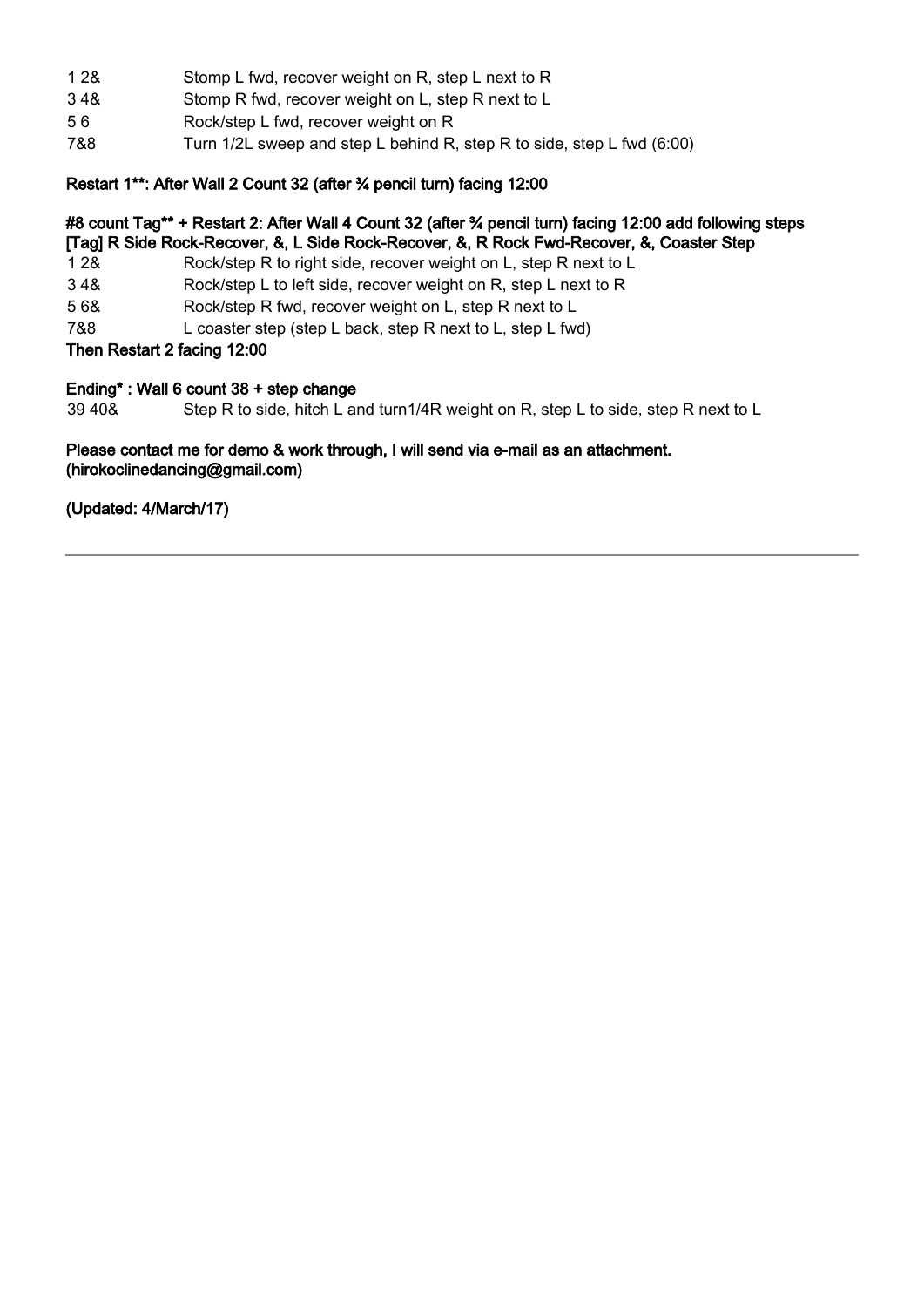| | |
|---|---|
| 1 2& | Stomp L fwd, recover weight on R, step L next to R |
| 3 4& | Stomp R fwd, recover weight on L, step R next to L |
| 5 6 | Rock/step L fwd, recover weight on R |
| 7&8 | Turn 1/2L sweep and step L behind R, step R to side, step L fwd (6:00) |

**Restart 1**: After Wall 2 Count 32 (after ¾ pencil turn) facing 12:00**

**#8 count Tag** + Restart 2: After Wall 4 Count 32 (after ¾ pencil turn) facing 12:00 add following steps**
**[Tag] R Side Rock-Recover, &, L Side Rock-Recover, &, R Rock Fwd-Recover, &, Coaster Step**

| | |
|---|---|
| 1 2& | Rock/step R to right side, recover weight on L, step R next to L |
| 3 4& | Rock/step L to left side, recover weight on R, step L next to R |
| 5 6& | Rock/step R fwd, recover weight on L, step R next to L |
| 7&8 | L coaster step (step L back, step R next to L, step L fwd) |

**Then Restart 2 facing 12:00**

**Ending* : Wall 6 count 38 + step change**

| | |
|---|---|
| 39 40& | Step R to side, hitch L and turn1/4R weight on R, step L to side, step R next to L |

**Please contact me for demo & work through, I will send via e-mail as an attachment.**
**(hirokoclinedancing@gmail.com)**

**(Updated: 4/March/17)**